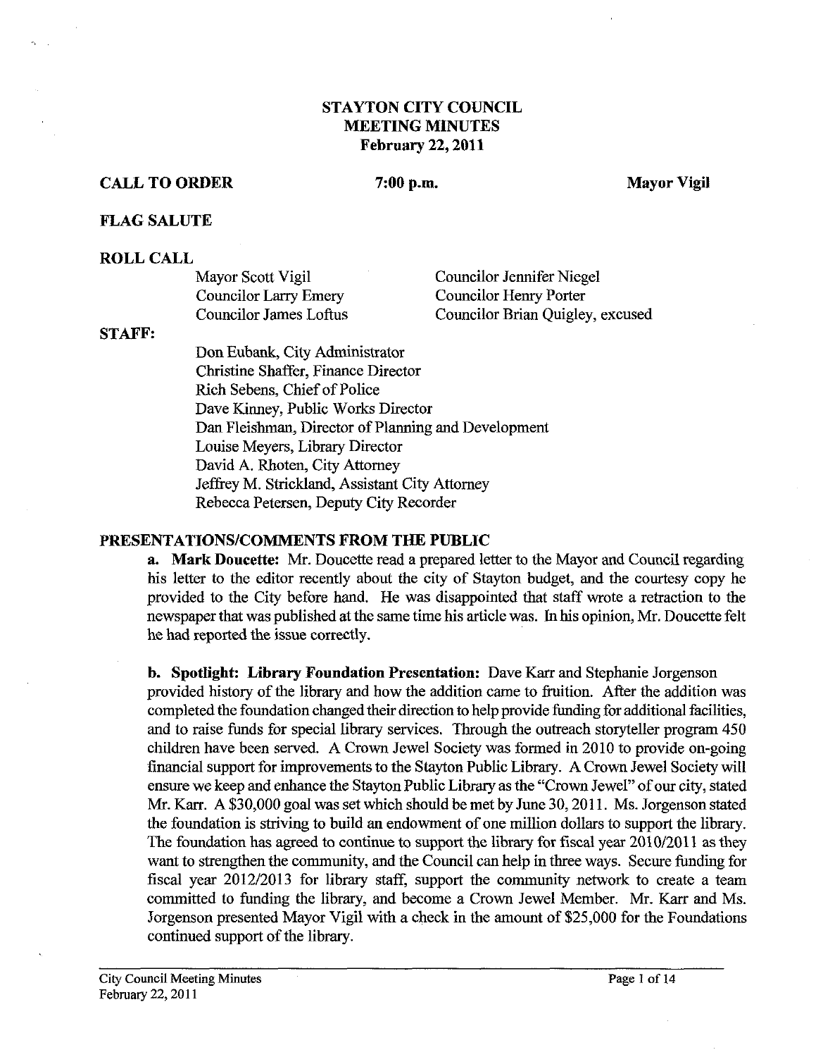# STAYTON CITY COUNCIL
# MEETING MINUTES
# February 22, 2011

**CALL TO ORDER** **7:00 p.m.** **Mayor Vigil**

**FLAG SALUTE**

**ROLL CALL**

| | |
|---|---|
| Mayor Scott Vigil | Councilor Jennifer Niegel |
| Councilor Larry Emery | Councilor Henry Porter |
| Councilor James Loftus | Councilor Brian Quigley, excused |

**STAFF:**

Don Eubank, City Administrator
Christine Shaffer, Finance Director
Rich Sebens, Chief of Police
Dave Kinney, Public Works Director
Dan Fleishman, Director of Planning and Development
Louise Meyers, Library Director
David A. Rhoten, City Attorney
Jeffrey M. Strickland, Assistant City Attorney
Rebecca Petersen, Deputy City Recorder

**PRESENTATIONS/COMMENTS FROM THE PUBLIC**

**a. Mark Doucette:** Mr. Doucette read a prepared letter to the Mayor and Council regarding his letter to the editor recently about the city of Stayton budget, and the courtesy copy he provided to the City before hand. He was disappointed that staff wrote a retraction to the newspaper that was published at the same time his article was. In his opinion, Mr. Doucette felt he had reported the issue correctly.

**b. Spotlight: Library Foundation Presentation:** Dave Karr and Stephanie Jorgenson provided history of the library and how the addition came to fruition. After the addition was completed the foundation changed their direction to help provide funding for additional facilities, and to raise funds for special library services. Through the outreach storyteller program 450 children have been served. A Crown Jewel Society was formed in 2010 to provide on-going financial support for improvements to the Stayton Public Library. A Crown Jewel Society will ensure we keep and enhance the Stayton Public Library as the "Crown Jewel" of our city, stated Mr. Karr. A $30,000 goal was set which should be met by June 30, 2011. Ms. Jorgenson stated the foundation is striving to build an endowment of one million dollars to support the library. The foundation has agreed to continue to support the library for fiscal year 2010/2011 as they want to strengthen the community, and the Council can help in three ways. Secure funding for fiscal year 2012/2013 for library staff, support the community network to create a team committed to funding the library, and become a Crown Jewel Member. Mr. Karr and Ms. Jorgenson presented Mayor Vigil with a check in the amount of $25,000 for the Foundations continued support of the library.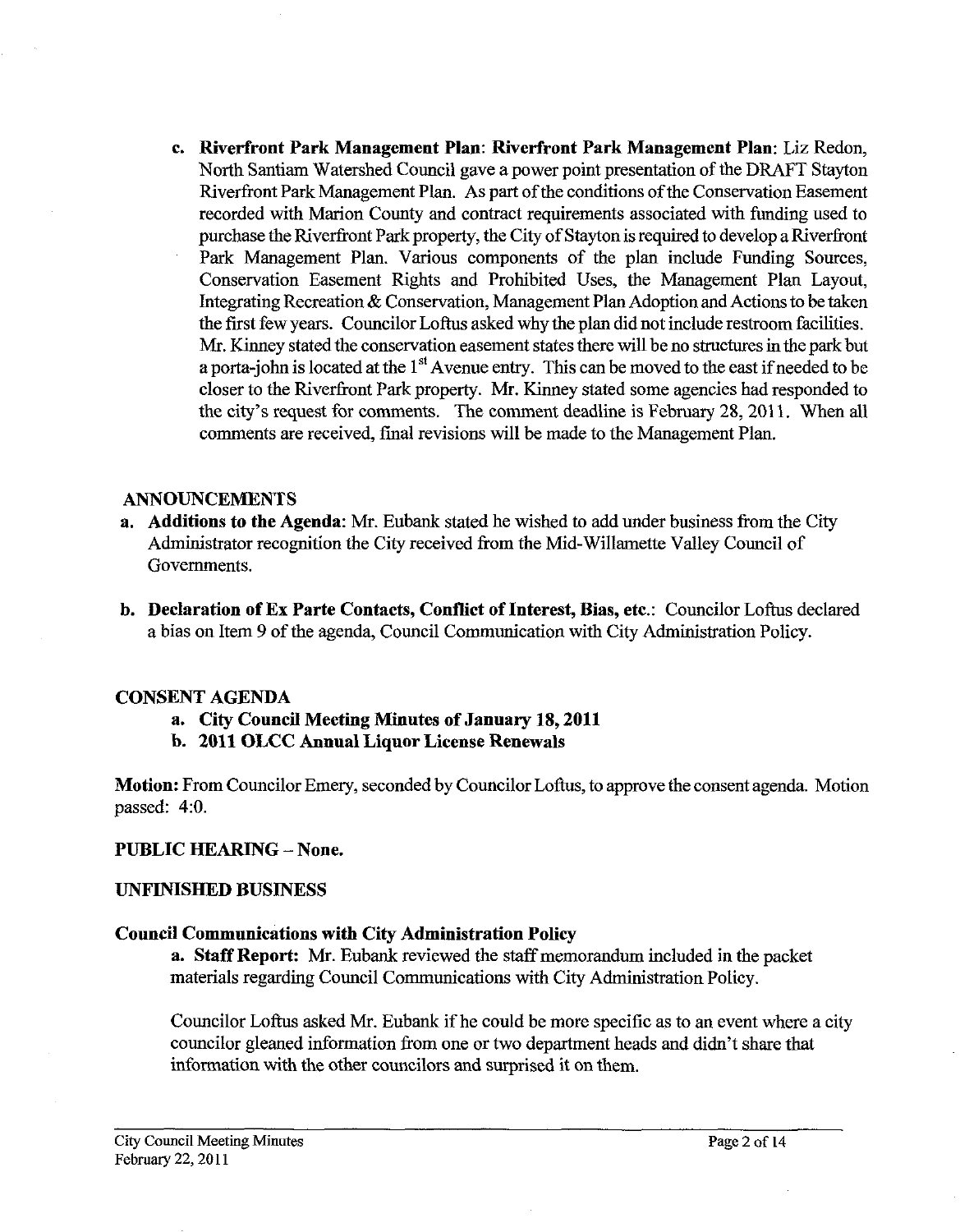c. **Riverfront Park Management Plan**: **Riverfront Park Management Plan**: Liz Redon, North Santiam Watershed Council gave a power point presentation of the DRAFT Stayton Riverfront Park Management Plan. As part of the conditions of the Conservation Easement recorded with Marion County and contract requirements associated with funding used to purchase the Riverfront Park property, the City of Stayton is required to develop a Riverfront Park Management Plan. Various components of the plan include Funding Sources, Conservation Easement Rights and Prohibited Uses, the Management Plan Layout, Integrating Recreation & Conservation, Management Plan Adoption and Actions to be taken the first few years. Councilor Loftus asked why the plan did not include restroom facilities. Mr. Kinney stated the conservation easement states there will be no structures in the park but a porta-john is located at the 1st Avenue entry. This can be moved to the east if needed to be closer to the Riverfront Park property. Mr. Kinney stated some agencies had responded to the city's request for comments. The comment deadline is February 28, 2011. When all comments are received, final revisions will be made to the Management Plan.

## ANNOUNCEMENTS

a. **Additions to the Agenda**: Mr. Eubank stated he wished to add under business from the City Administrator recognition the City received from the Mid-Willamette Valley Council of Governments.

b. **Declaration of Ex Parte Contacts, Conflict of Interest, Bias, etc.**: Councilor Loftus declared a bias on Item 9 of the agenda, Council Communication with City Administration Policy.

## CONSENT AGENDA

a. **City Council Meeting Minutes of January 18, 2011**
b. **2011 OLCC Annual Liquor License Renewals**

**Motion:** From Councilor Emery, seconded by Councilor Loftus, to approve the consent agenda. Motion passed: 4:0.

## PUBLIC HEARING – None.

## UNFINISHED BUSINESS

### Council Communications with City Administration Policy

a. **Staff Report:** Mr. Eubank reviewed the staff memorandum included in the packet materials regarding Council Communications with City Administration Policy.

Councilor Loftus asked Mr. Eubank if he could be more specific as to an event where a city councilor gleaned information from one or two department heads and didn't share that information with the other councilors and surprised it on them.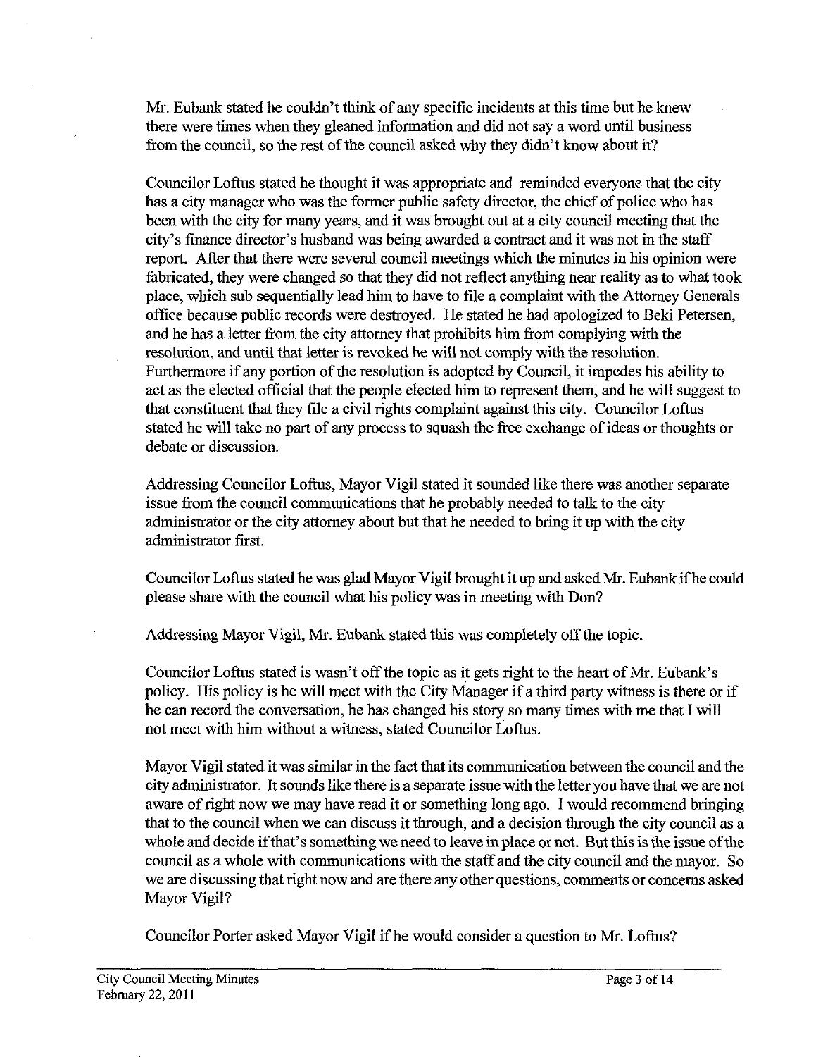Mr. Eubank stated he couldn't think of any specific incidents at this time but he knew there were times when they gleaned information and did not say a word until business from the council, so the rest of the council asked why they didn't know about it?

Councilor Loftus stated he thought it was appropriate and reminded everyone that the city has a city manager who was the former public safety director, the chief of police who has been with the city for many years, and it was brought out at a city council meeting that the city's finance director's husband was being awarded a contract and it was not in the staff report. After that there were several council meetings which the minutes in his opinion were fabricated, they were changed so that they did not reflect anything near reality as to what took place, which sub sequentially lead him to have to file a complaint with the Attorney Generals office because public records were destroyed. He stated he had apologized to Beki Petersen, and he has a letter from the city attorney that prohibits him from complying with the resolution, and until that letter is revoked he will not comply with the resolution. Furthermore if any portion of the resolution is adopted by Council, it impedes his ability to act as the elected official that the people elected him to represent them, and he will suggest to that constituent that they file a civil rights complaint against this city. Councilor Loftus stated he will take no part of any process to squash the free exchange of ideas or thoughts or debate or discussion.

Addressing Councilor Loftus, Mayor Vigil stated it sounded like there was another separate issue from the council communications that he probably needed to talk to the city administrator or the city attorney about but that he needed to bring it up with the city administrator first.

Councilor Loftus stated he was glad Mayor Vigil brought it up and asked Mr. Eubank if he could please share with the council what his policy was in meeting with Don?

Addressing Mayor Vigil, Mr. Eubank stated this was completely off the topic.

Councilor Loftus stated is wasn't off the topic as it gets right to the heart of Mr. Eubank's policy. His policy is he will meet with the City Manager if a third party witness is there or if he can record the conversation, he has changed his story so many times with me that I will not meet with him without a witness, stated Councilor Loftus.

Mayor Vigil stated it was similar in the fact that its communication between the council and the city administrator. It sounds like there is a separate issue with the letter you have that we are not aware of right now we may have read it or something long ago. I would recommend bringing that to the council when we can discuss it through, and a decision through the city council as a whole and decide if that's something we need to leave in place or not. But this is the issue of the council as a whole with communications with the staff and the city council and the mayor. So we are discussing that right now and are there any other questions, comments or concerns asked Mayor Vigil?

Councilor Porter asked Mayor Vigil if he would consider a question to Mr. Loftus?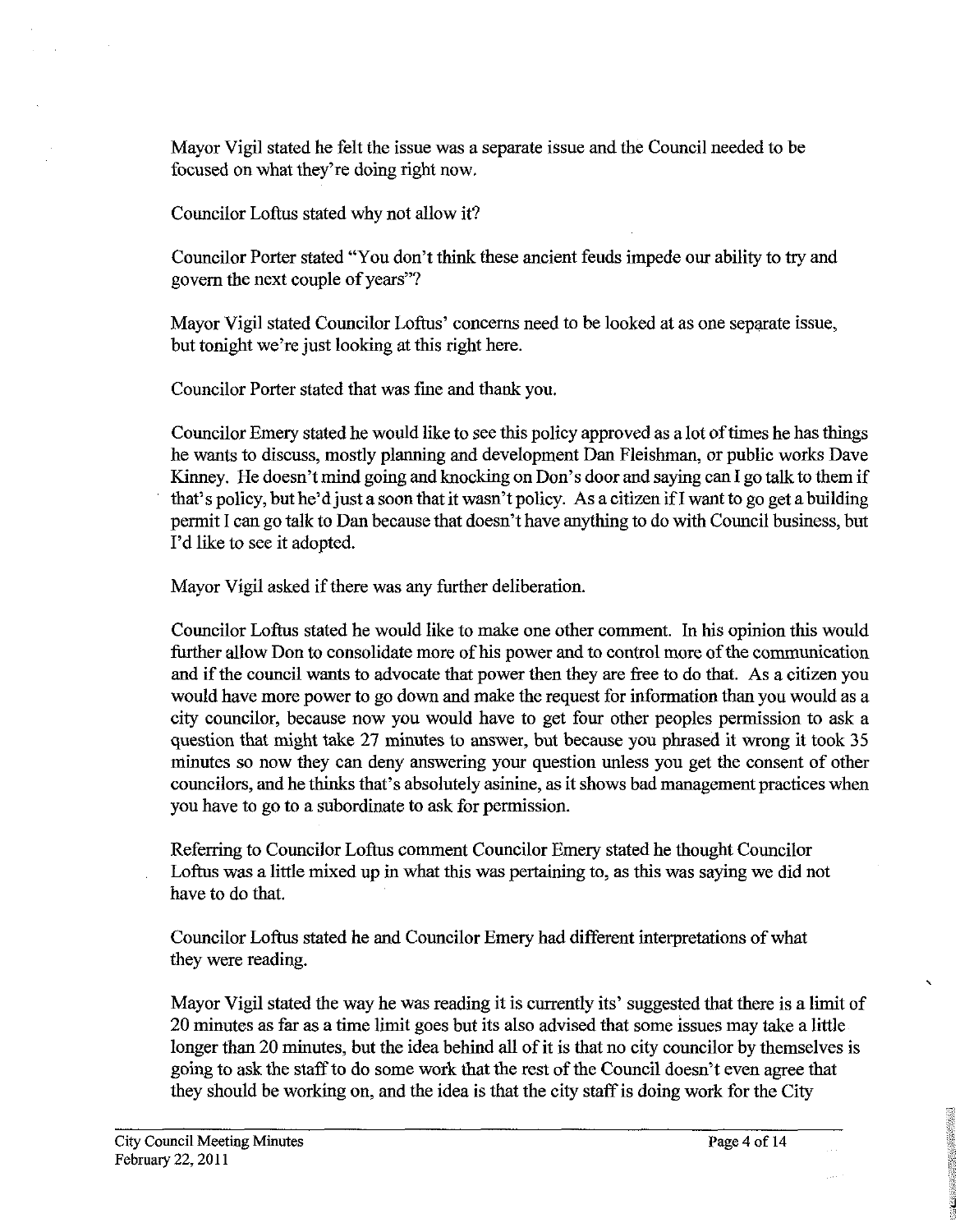Mayor Vigil stated he felt the issue was a separate issue and the Council needed to be focused on what they're doing right now.

Councilor Loftus stated why not allow it?

Councilor Porter stated "You don't think these ancient feuds impede our ability to try and govern the next couple of years"?

Mayor Vigil stated Councilor Loftus' concerns need to be looked at as one separate issue, but tonight we're just looking at this right here.

Councilor Porter stated that was fine and thank you.

Councilor Emery stated he would like to see this policy approved as a lot of times he has things he wants to discuss, mostly planning and development Dan Fleishman, or public works Dave Kinney. He doesn't mind going and knocking on Don's door and saying can I go talk to them if that's policy, but he'd just a soon that it wasn't policy. As a citizen if I want to go get a building permit I can go talk to Dan because that doesn't have anything to do with Council business, but I'd like to see it adopted.

Mayor Vigil asked if there was any further deliberation.

Councilor Loftus stated he would like to make one other comment. In his opinion this would further allow Don to consolidate more of his power and to control more of the communication and if the council wants to advocate that power then they are free to do that. As a citizen you would have more power to go down and make the request for information than you would as a city councilor, because now you would have to get four other peoples permission to ask a question that might take 27 minutes to answer, but because you phrased it wrong it took 35 minutes so now they can deny answering your question unless you get the consent of other councilors, and he thinks that's absolutely asinine, as it shows bad management practices when you have to go to a subordinate to ask for permission.

Referring to Councilor Loftus comment Councilor Emery stated he thought Councilor Loftus was a little mixed up in what this was pertaining to, as this was saying we did not have to do that.

Councilor Loftus stated he and Councilor Emery had different interpretations of what they were reading.

Mayor Vigil stated the way he was reading it is currently its' suggested that there is a limit of 20 minutes as far as a time limit goes but its also advised that some issues may take a little longer than 20 minutes, but the idea behind all of it is that no city councilor by themselves is going to ask the staff to do some work that the rest of the Council doesn't even agree that they should be working on, and the idea is that the city staff is doing work for the City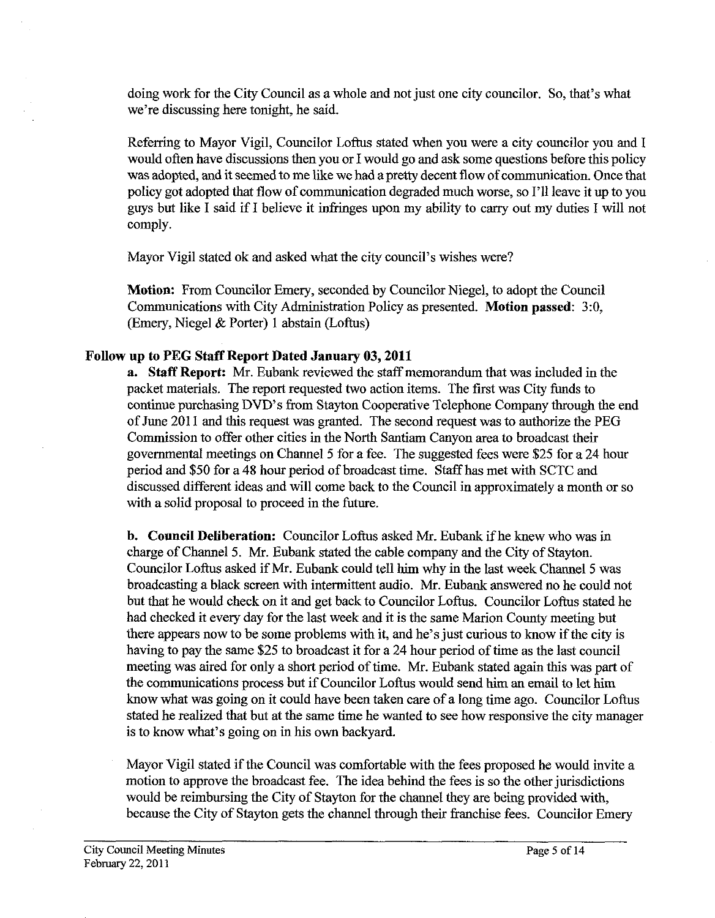doing work for the City Council as a whole and not just one city councilor. So, that's what we're discussing here tonight, he said.

Referring to Mayor Vigil, Councilor Loftus stated when you were a city councilor you and I would often have discussions then you or I would go and ask some questions before this policy was adopted, and it seemed to me like we had a pretty decent flow of communication. Once that policy got adopted that flow of communication degraded much worse, so I'll leave it up to you guys but like I said if I believe it infringes upon my ability to carry out my duties I will not comply.

Mayor Vigil stated ok and asked what the city council's wishes were?

**Motion:** From Councilor Emery, seconded by Councilor Niegel, to adopt the Council Communications with City Administration Policy as presented. **Motion passed**: 3:0, (Emery, Niegel & Porter) 1 abstain (Loftus)

## Follow up to PEG Staff Report Dated January 03, 2011

**a. Staff Report:** Mr. Eubank reviewed the staff memorandum that was included in the packet materials. The report requested two action items. The first was City funds to continue purchasing DVD's from Stayton Cooperative Telephone Company through the end of June 2011 and this request was granted. The second request was to authorize the PEG Commission to offer other cities in the North Santiam Canyon area to broadcast their governmental meetings on Channel 5 for a fee. The suggested fees were $25 for a 24 hour period and $50 for a 48 hour period of broadcast time. Staff has met with SCTC and discussed different ideas and will come back to the Council in approximately a month or so with a solid proposal to proceed in the future.

**b. Council Deliberation:** Councilor Loftus asked Mr. Eubank if he knew who was in charge of Channel 5. Mr. Eubank stated the cable company and the City of Stayton. Councilor Loftus asked if Mr. Eubank could tell him why in the last week Channel 5 was broadcasting a black screen with intermittent audio. Mr. Eubank answered no he could not but that he would check on it and get back to Councilor Loftus. Councilor Loftus stated he had checked it every day for the last week and it is the same Marion County meeting but there appears now to be some problems with it, and he's just curious to know if the city is having to pay the same $25 to broadcast it for a 24 hour period of time as the last council meeting was aired for only a short period of time. Mr. Eubank stated again this was part of the communications process but if Councilor Loftus would send him an email to let him know what was going on it could have been taken care of a long time ago. Councilor Loftus stated he realized that but at the same time he wanted to see how responsive the city manager is to know what's going on in his own backyard.

Mayor Vigil stated if the Council was comfortable with the fees proposed he would invite a motion to approve the broadcast fee. The idea behind the fees is so the other jurisdictions would be reimbursing the City of Stayton for the channel they are being provided with, because the City of Stayton gets the channel through their franchise fees. Councilor Emery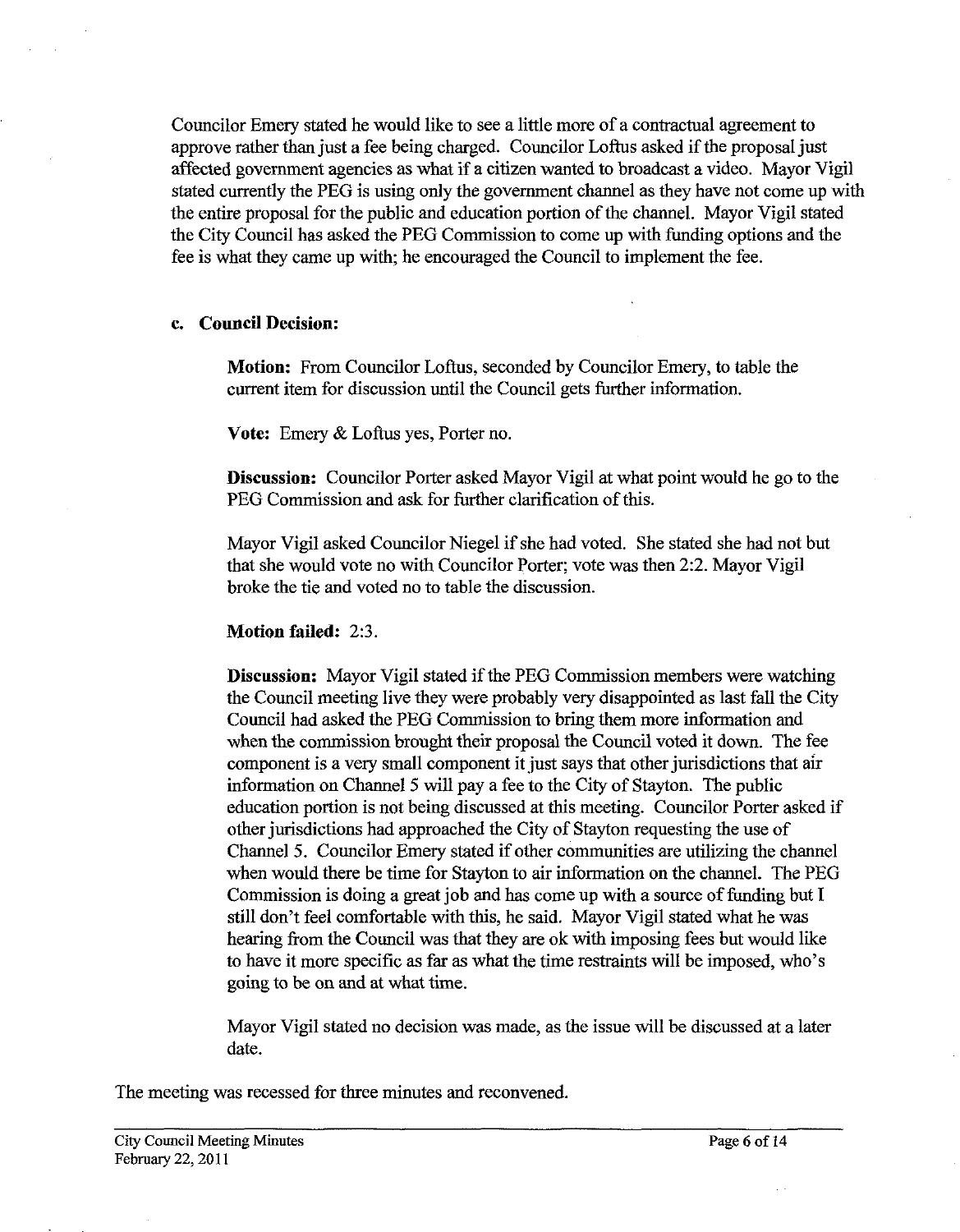Councilor Emery stated he would like to see a little more of a contractual agreement to approve rather than just a fee being charged. Councilor Loftus asked if the proposal just affected government agencies as what if a citizen wanted to broadcast a video. Mayor Vigil stated currently the PEG is using only the government channel as they have not come up with the entire proposal for the public and education portion of the channel. Mayor Vigil stated the City Council has asked the PEG Commission to come up with funding options and the fee is what they came up with; he encouraged the Council to implement the fee.

**c. Council Decision:**

**Motion:** From Councilor Loftus, seconded by Councilor Emery, to table the current item for discussion until the Council gets further information.

**Vote:** Emery & Loftus yes, Porter no.

**Discussion:** Councilor Porter asked Mayor Vigil at what point would he go to the PEG Commission and ask for further clarification of this.

Mayor Vigil asked Councilor Niegel if she had voted. She stated she had not but that she would vote no with Councilor Porter; vote was then 2:2. Mayor Vigil broke the tie and voted no to table the discussion.

**Motion failed:** 2:3.

**Discussion:** Mayor Vigil stated if the PEG Commission members were watching the Council meeting live they were probably very disappointed as last fall the City Council had asked the PEG Commission to bring them more information and when the commission brought their proposal the Council voted it down. The fee component is a very small component it just says that other jurisdictions that air information on Channel 5 will pay a fee to the City of Stayton. The public education portion is not being discussed at this meeting. Councilor Porter asked if other jurisdictions had approached the City of Stayton requesting the use of Channel 5. Councilor Emery stated if other communities are utilizing the channel when would there be time for Stayton to air information on the channel. The PEG Commission is doing a great job and has come up with a source of funding but I still don't feel comfortable with this, he said. Mayor Vigil stated what he was hearing from the Council was that they are ok with imposing fees but would like to have it more specific as far as what the time restraints will be imposed, who's going to be on and at what time.

Mayor Vigil stated no decision was made, as the issue will be discussed at a later date.

The meeting was recessed for three minutes and reconvened.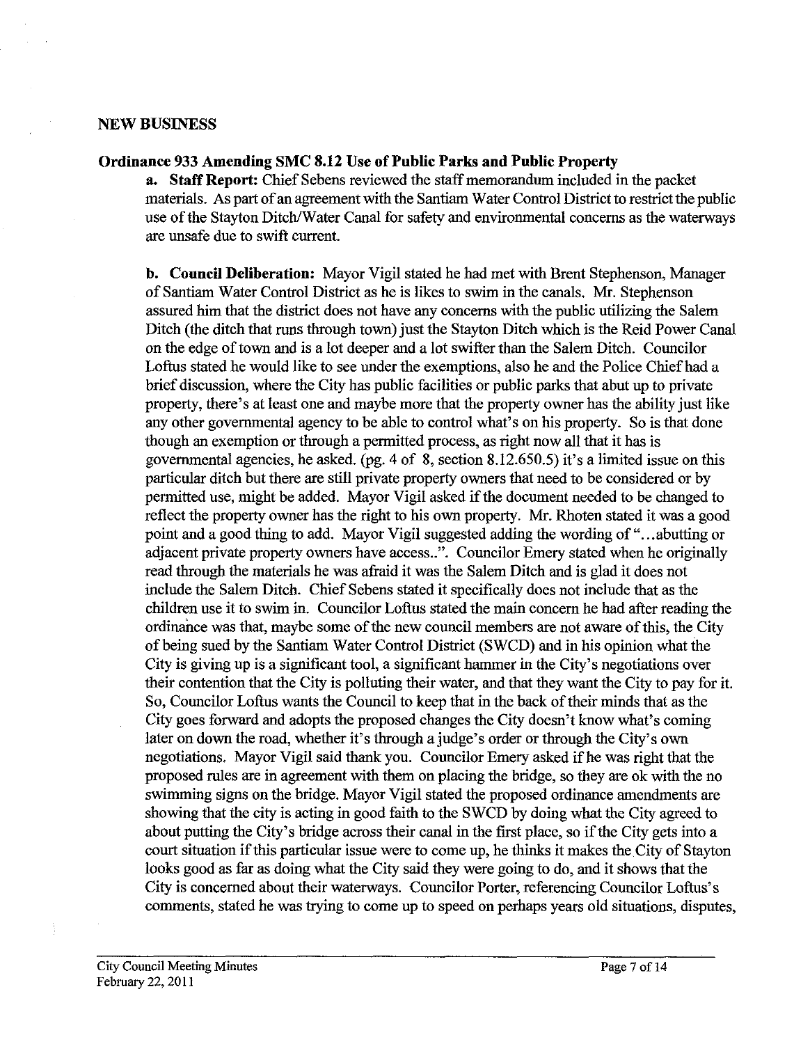## NEW BUSINESS

### Ordinance 933 Amending SMC 8.12 Use of Public Parks and Public Property

**a. Staff Report:** Chief Sebens reviewed the staff memorandum included in the packet materials. As part of an agreement with the Santiam Water Control District to restrict the public use of the Stayton Ditch/Water Canal for safety and environmental concerns as the waterways are unsafe due to swift current.

**b. Council Deliberation:** Mayor Vigil stated he had met with Brent Stephenson, Manager of Santiam Water Control District as he is likes to swim in the canals. Mr. Stephenson assured him that the district does not have any concerns with the public utilizing the Salem Ditch (the ditch that runs through town) just the Stayton Ditch which is the Reid Power Canal on the edge of town and is a lot deeper and a lot swifter than the Salem Ditch. Councilor Loftus stated he would like to see under the exemptions, also he and the Police Chief had a brief discussion, where the City has public facilities or public parks that abut up to private property, there's at least one and maybe more that the property owner has the ability just like any other governmental agency to be able to control what's on his property. So is that done though an exemption or through a permitted process, as right now all that it has is governmental agencies, he asked. (pg. 4 of 8, section 8.12.650.5) it's a limited issue on this particular ditch but there are still private property owners that need to be considered or by permitted use, might be added. Mayor Vigil asked if the document needed to be changed to reflect the property owner has the right to his own property. Mr. Rhoten stated it was a good point and a good thing to add. Mayor Vigil suggested adding the wording of "...abutting or adjacent private property owners have access..". Councilor Emery stated when he originally read through the materials he was afraid it was the Salem Ditch and is glad it does not include the Salem Ditch. Chief Sebens stated it specifically does not include that as the children use it to swim in. Councilor Loftus stated the main concern he had after reading the ordinance was that, maybe some of the new council members are not aware of this, the City of being sued by the Santiam Water Control District (SWCD) and in his opinion what the City is giving up is a significant tool, a significant hammer in the City's negotiations over their contention that the City is polluting their water, and that they want the City to pay for it. So, Councilor Loftus wants the Council to keep that in the back of their minds that as the City goes forward and adopts the proposed changes the City doesn't know what's coming later on down the road, whether it's through a judge's order or through the City's own negotiations. Mayor Vigil said thank you. Councilor Emery asked if he was right that the proposed rules are in agreement with them on placing the bridge, so they are ok with the no swimming signs on the bridge. Mayor Vigil stated the proposed ordinance amendments are showing that the city is acting in good faith to the SWCD by doing what the City agreed to about putting the City's bridge across their canal in the first place, so if the City gets into a court situation if this particular issue were to come up, he thinks it makes the City of Stayton looks good as far as doing what the City said they were going to do, and it shows that the City is concerned about their waterways. Councilor Porter, referencing Councilor Loftus's comments, stated he was trying to come up to speed on perhaps years old situations, disputes,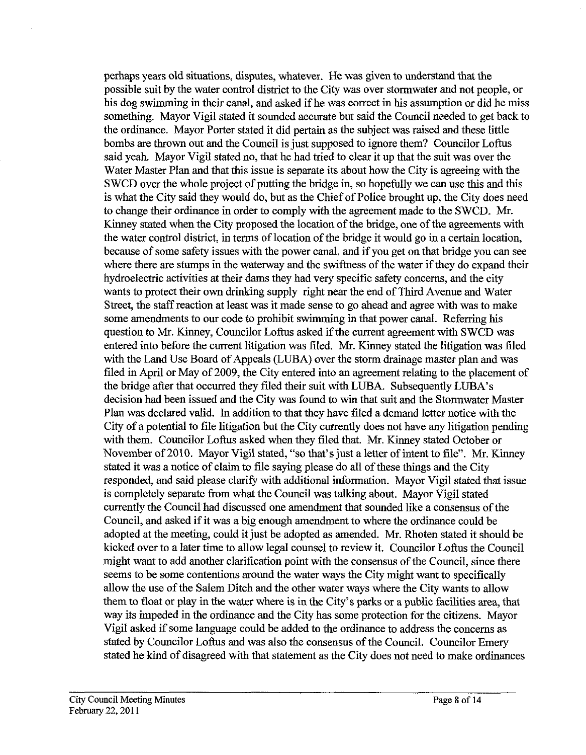perhaps years old situations, disputes, whatever. He was given to understand that the possible suit by the water control district to the City was over stormwater and not people, or his dog swimming in their canal, and asked if he was correct in his assumption or did he miss something. Mayor Vigil stated it sounded accurate but said the Council needed to get back to the ordinance. Mayor Porter stated it did pertain as the subject was raised and these little bombs are thrown out and the Council is just supposed to ignore them? Councilor Loftus said yeah. Mayor Vigil stated no, that he had tried to clear it up that the suit was over the Water Master Plan and that this issue is separate its about how the City is agreeing with the SWCD over the whole project of putting the bridge in, so hopefully we can use this and this is what the City said they would do, but as the Chief of Police brought up, the City does need to change their ordinance in order to comply with the agreement made to the SWCD. Mr. Kinney stated when the City proposed the location of the bridge, one of the agreements with the water control district, in terms of location of the bridge it would go in a certain location, because of some safety issues with the power canal, and if you get on that bridge you can see where there are stumps in the waterway and the swiftness of the water if they do expand their hydroelectric activities at their dams they had very specific safety concerns, and the city wants to protect their own drinking supply right near the end of Third Avenue and Water Street, the staff reaction at least was it made sense to go ahead and agree with was to make some amendments to our code to prohibit swimming in that power canal. Referring his question to Mr. Kinney, Councilor Loftus asked if the current agreement with SWCD was entered into before the current litigation was filed. Mr. Kinney stated the litigation was filed with the Land Use Board of Appeals (LUBA) over the storm drainage master plan and was filed in April or May of 2009, the City entered into an agreement relating to the placement of the bridge after that occurred they filed their suit with LUBA. Subsequently LUBA's decision had been issued and the City was found to win that suit and the Stormwater Master Plan was declared valid. In addition to that they have filed a demand letter notice with the City of a potential to file litigation but the City currently does not have any litigation pending with them. Councilor Loftus asked when they filed that. Mr. Kinney stated October or November of 2010. Mayor Vigil stated, "so that's just a letter of intent to file". Mr. Kinney stated it was a notice of claim to file saying please do all of these things and the City responded, and said please clarify with additional information. Mayor Vigil stated that issue is completely separate from what the Council was talking about. Mayor Vigil stated currently the Council had discussed one amendment that sounded like a consensus of the Council, and asked if it was a big enough amendment to where the ordinance could be adopted at the meeting, could it just be adopted as amended. Mr. Rhoten stated it should be kicked over to a later time to allow legal counsel to review it. Councilor Loftus the Council might want to add another clarification point with the consensus of the Council, since there seems to be some contentions around the water ways the City might want to specifically allow the use of the Salem Ditch and the other water ways where the City wants to allow them to float or play in the water where is in the City's parks or a public facilities area, that way its impeded in the ordinance and the City has some protection for the citizens. Mayor Vigil asked if some language could be added to the ordinance to address the concerns as stated by Councilor Loftus and was also the consensus of the Council. Councilor Emery stated he kind of disagreed with that statement as the City does not need to make ordinances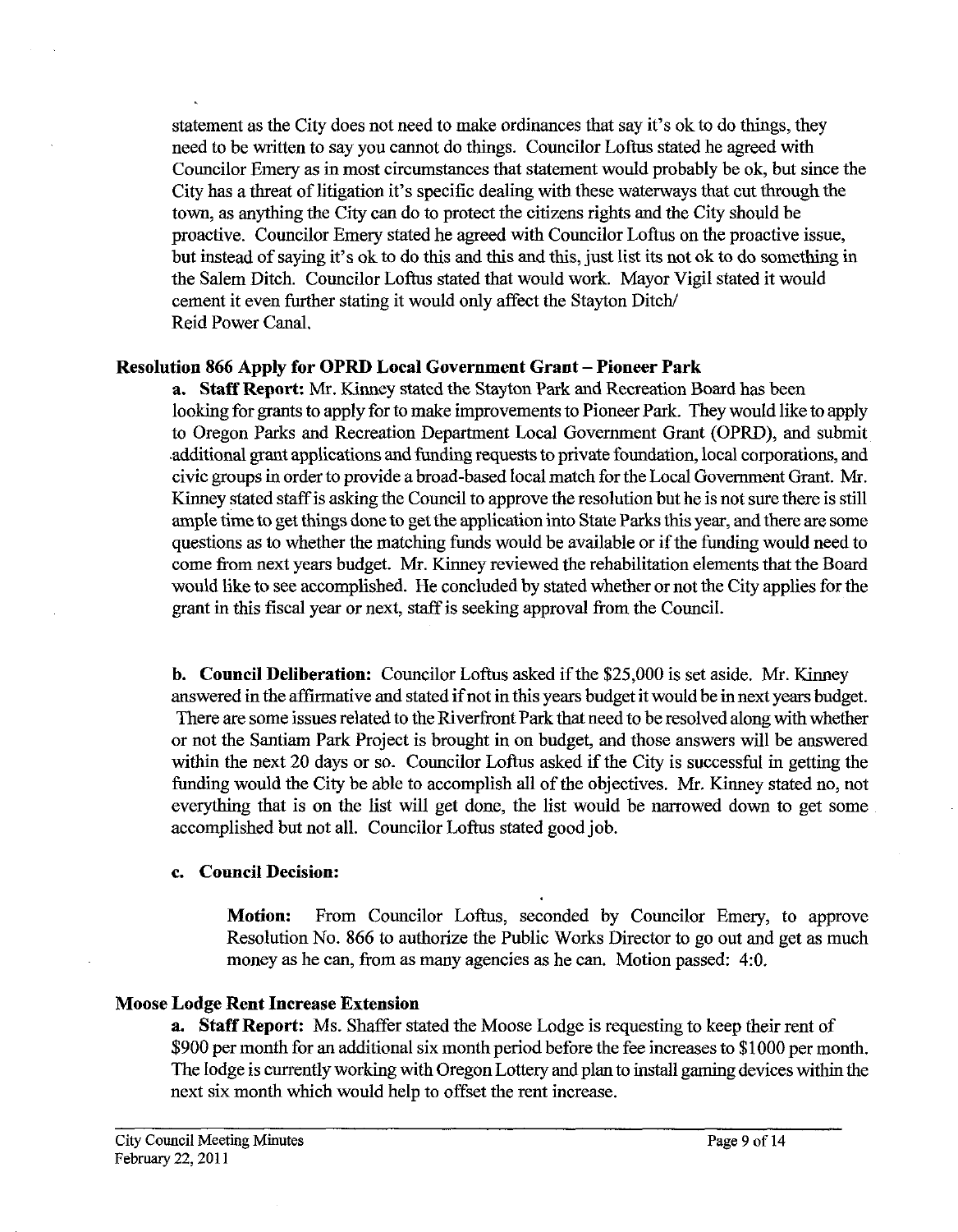statement as the City does not need to make ordinances that say it's ok to do things, they need to be written to say you cannot do things. Councilor Loftus stated he agreed with Councilor Emery as in most circumstances that statement would probably be ok, but since the City has a threat of litigation it's specific dealing with these waterways that cut through the town, as anything the City can do to protect the citizens rights and the City should be proactive. Councilor Emery stated he agreed with Councilor Loftus on the proactive issue, but instead of saying it's ok to do this and this and this, just list its not ok to do something in the Salem Ditch. Councilor Loftus stated that would work. Mayor Vigil stated it would cement it even further stating it would only affect the Stayton Ditch/ Reid Power Canal.

## Resolution 866 Apply for OPRD Local Government Grant – Pioneer Park

**a. Staff Report:** Mr. Kinney stated the Stayton Park and Recreation Board has been looking for grants to apply for to make improvements to Pioneer Park. They would like to apply to Oregon Parks and Recreation Department Local Government Grant (OPRD), and submit additional grant applications and funding requests to private foundation, local corporations, and civic groups in order to provide a broad-based local match for the Local Government Grant. Mr. Kinney stated staff is asking the Council to approve the resolution but he is not sure there is still ample time to get things done to get the application into State Parks this year, and there are some questions as to whether the matching funds would be available or if the funding would need to come from next years budget. Mr. Kinney reviewed the rehabilitation elements that the Board would like to see accomplished. He concluded by stated whether or not the City applies for the grant in this fiscal year or next, staff is seeking approval from the Council.

**b. Council Deliberation:** Councilor Loftus asked if the $25,000 is set aside. Mr. Kinney answered in the affirmative and stated if not in this years budget it would be in next years budget. There are some issues related to the Riverfront Park that need to be resolved along with whether or not the Santiam Park Project is brought in on budget, and those answers will be answered within the next 20 days or so. Councilor Loftus asked if the City is successful in getting the funding would the City be able to accomplish all of the objectives. Mr. Kinney stated no, not everything that is on the list will get done, the list would be narrowed down to get some accomplished but not all. Councilor Loftus stated good job.

**c. Council Decision:**

> **Motion:** From Councilor Loftus, seconded by Councilor Emery, to approve Resolution No. 866 to authorize the Public Works Director to go out and get as much money as he can, from as many agencies as he can. Motion passed: 4:0.

## Moose Lodge Rent Increase Extension

**a. Staff Report:** Ms. Shaffer stated the Moose Lodge is requesting to keep their rent of $900 per month for an additional six month period before the fee increases to $1000 per month. The lodge is currently working with Oregon Lottery and plan to install gaming devices within the next six month which would help to offset the rent increase.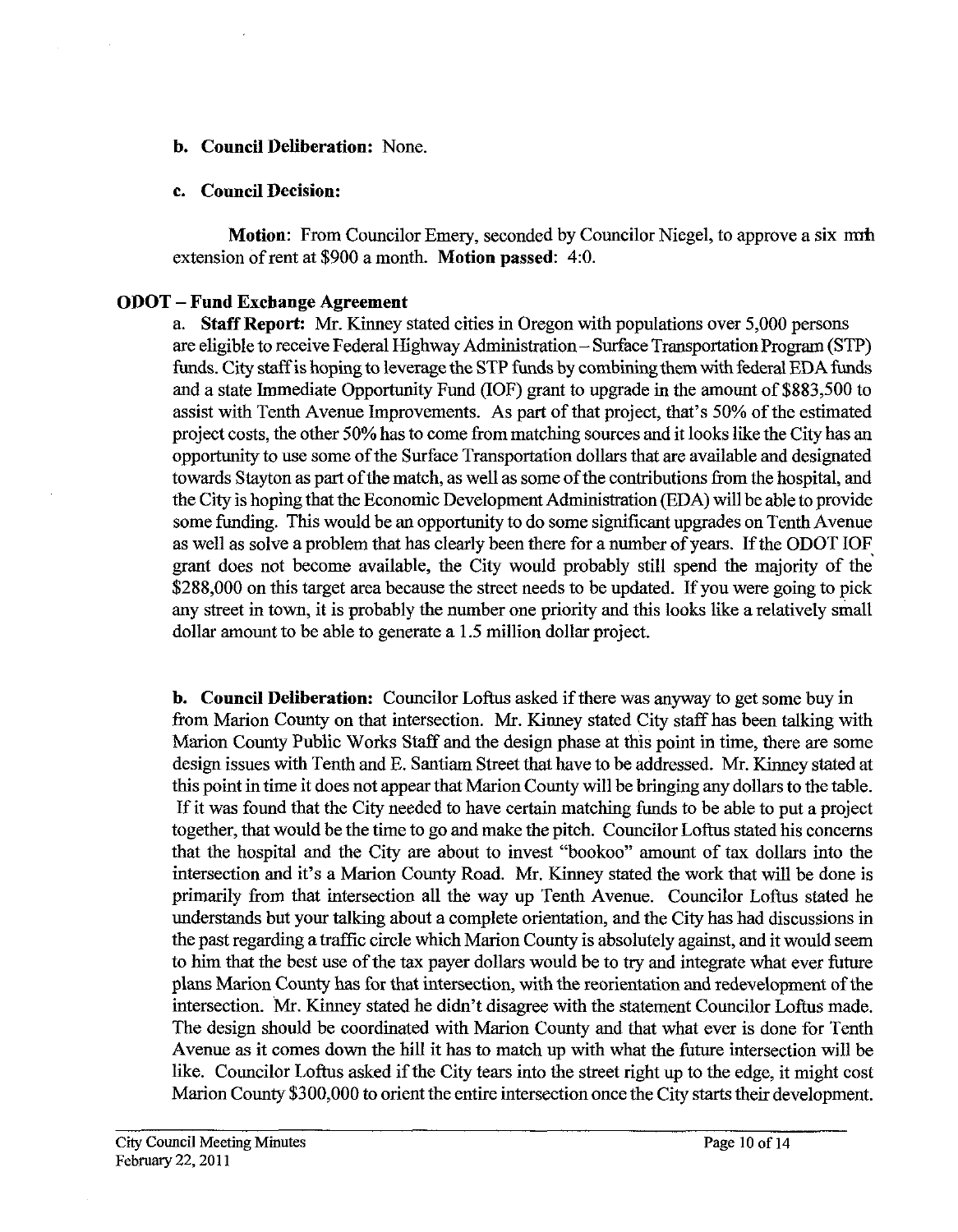**b. Council Deliberation:** None.

**c. Council Decision:**

**Motion**: From Councilor Emery, seconded by Councilor Niegel, to approve a six mnh extension of rent at $900 a month. **Motion passed**: 4:0.

### ODOT – Fund Exchange Agreement

a. **Staff Report:** Mr. Kinney stated cities in Oregon with populations over 5,000 persons are eligible to receive Federal Highway Administration – Surface Transportation Program (STP) funds. City staff is hoping to leverage the STP funds by combining them with federal EDA funds and a state Immediate Opportunity Fund (IOF) grant to upgrade in the amount of $883,500 to assist with Tenth Avenue Improvements. As part of that project, that's 50% of the estimated project costs, the other 50% has to come from matching sources and it looks like the City has an opportunity to use some of the Surface Transportation dollars that are available and designated towards Stayton as part of the match, as well as some of the contributions from the hospital, and the City is hoping that the Economic Development Administration (EDA) will be able to provide some funding. This would be an opportunity to do some significant upgrades on Tenth Avenue as well as solve a problem that has clearly been there for a number of years. If the ODOT IOF grant does not become available, the City would probably still spend the majority of the $288,000 on this target area because the street needs to be updated. If you were going to pick any street in town, it is probably the number one priority and this looks like a relatively small dollar amount to be able to generate a 1.5 million dollar project.

**b. Council Deliberation:** Councilor Loftus asked if there was anyway to get some buy in from Marion County on that intersection. Mr. Kinney stated City staff has been talking with Marion County Public Works Staff and the design phase at this point in time, there are some design issues with Tenth and E. Santiam Street that have to be addressed. Mr. Kinney stated at this point in time it does not appear that Marion County will be bringing any dollars to the table. If it was found that the City needed to have certain matching funds to be able to put a project together, that would be the time to go and make the pitch. Councilor Loftus stated his concerns that the hospital and the City are about to invest "bookoo" amount of tax dollars into the intersection and it's a Marion County Road. Mr. Kinney stated the work that will be done is primarily from that intersection all the way up Tenth Avenue. Councilor Loftus stated he understands but your talking about a complete orientation, and the City has had discussions in the past regarding a traffic circle which Marion County is absolutely against, and it would seem to him that the best use of the tax payer dollars would be to try and integrate what ever future plans Marion County has for that intersection, with the reorientation and redevelopment of the intersection. Mr. Kinney stated he didn't disagree with the statement Councilor Loftus made. The design should be coordinated with Marion County and that what ever is done for Tenth Avenue as it comes down the hill it has to match up with what the future intersection will be like. Councilor Loftus asked if the City tears into the street right up to the edge, it might cost Marion County $300,000 to orient the entire intersection once the City starts their development.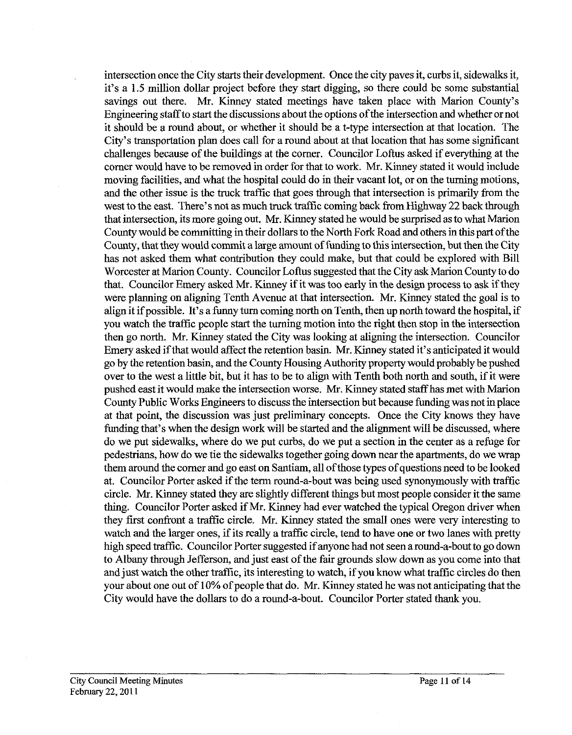intersection once the City starts their development. Once the city paves it, curbs it, sidewalks it, it's a 1.5 million dollar project before they start digging, so there could be some substantial savings out there. Mr. Kinney stated meetings have taken place with Marion County's Engineering staff to start the discussions about the options of the intersection and whether or not it should be a round about, or whether it should be a t-type intersection at that location. The City's transportation plan does call for a round about at that location that has some significant challenges because of the buildings at the corner. Councilor Loftus asked if everything at the corner would have to be removed in order for that to work. Mr. Kinney stated it would include moving facilities, and what the hospital could do in their vacant lot, or on the turning motions, and the other issue is the truck traffic that goes through that intersection is primarily from the west to the east. There's not as much truck traffic coming back from Highway 22 back through that intersection, its more going out. Mr. Kinney stated he would be surprised as to what Marion County would be committing in their dollars to the North Fork Road and others in this part of the County, that they would commit a large amount of funding to this intersection, but then the City has not asked them what contribution they could make, but that could be explored with Bill Worcester at Marion County. Councilor Loftus suggested that the City ask Marion County to do that. Councilor Emery asked Mr. Kinney if it was too early in the design process to ask if they were planning on aligning Tenth Avenue at that intersection. Mr. Kinney stated the goal is to align it if possible. It's a funny turn coming north on Tenth, then up north toward the hospital, if you watch the traffic people start the turning motion into the right then stop in the intersection then go north. Mr. Kinney stated the City was looking at aligning the intersection. Councilor Emery asked if that would affect the retention basin. Mr. Kinney stated it's anticipated it would go by the retention basin, and the County Housing Authority property would probably be pushed over to the west a little bit, but it has to be to align with Tenth both north and south, if it were pushed east it would make the intersection worse. Mr. Kinney stated staff has met with Marion County Public Works Engineers to discuss the intersection but because funding was not in place at that point, the discussion was just preliminary concepts. Once the City knows they have funding that's when the design work will be started and the alignment will be discussed, where do we put sidewalks, where do we put curbs, do we put a section in the center as a refuge for pedestrians, how do we tie the sidewalks together going down near the apartments, do we wrap them around the corner and go east on Santiam, all of those types of questions need to be looked at. Councilor Porter asked if the term round-a-bout was being used synonymously with traffic circle. Mr. Kinney stated they are slightly different things but most people consider it the same thing. Councilor Porter asked if Mr. Kinney had ever watched the typical Oregon driver when they first confront a traffic circle. Mr. Kinney stated the small ones were very interesting to watch and the larger ones, if its really a traffic circle, tend to have one or two lanes with pretty high speed traffic. Councilor Porter suggested if anyone had not seen a round-a-bout to go down to Albany through Jefferson, and just east of the fair grounds slow down as you come into that and just watch the other traffic, its interesting to watch, if you know what traffic circles do then your about one out of 10% of people that do. Mr. Kinney stated he was not anticipating that the City would have the dollars to do a round-a-bout. Councilor Porter stated thank you.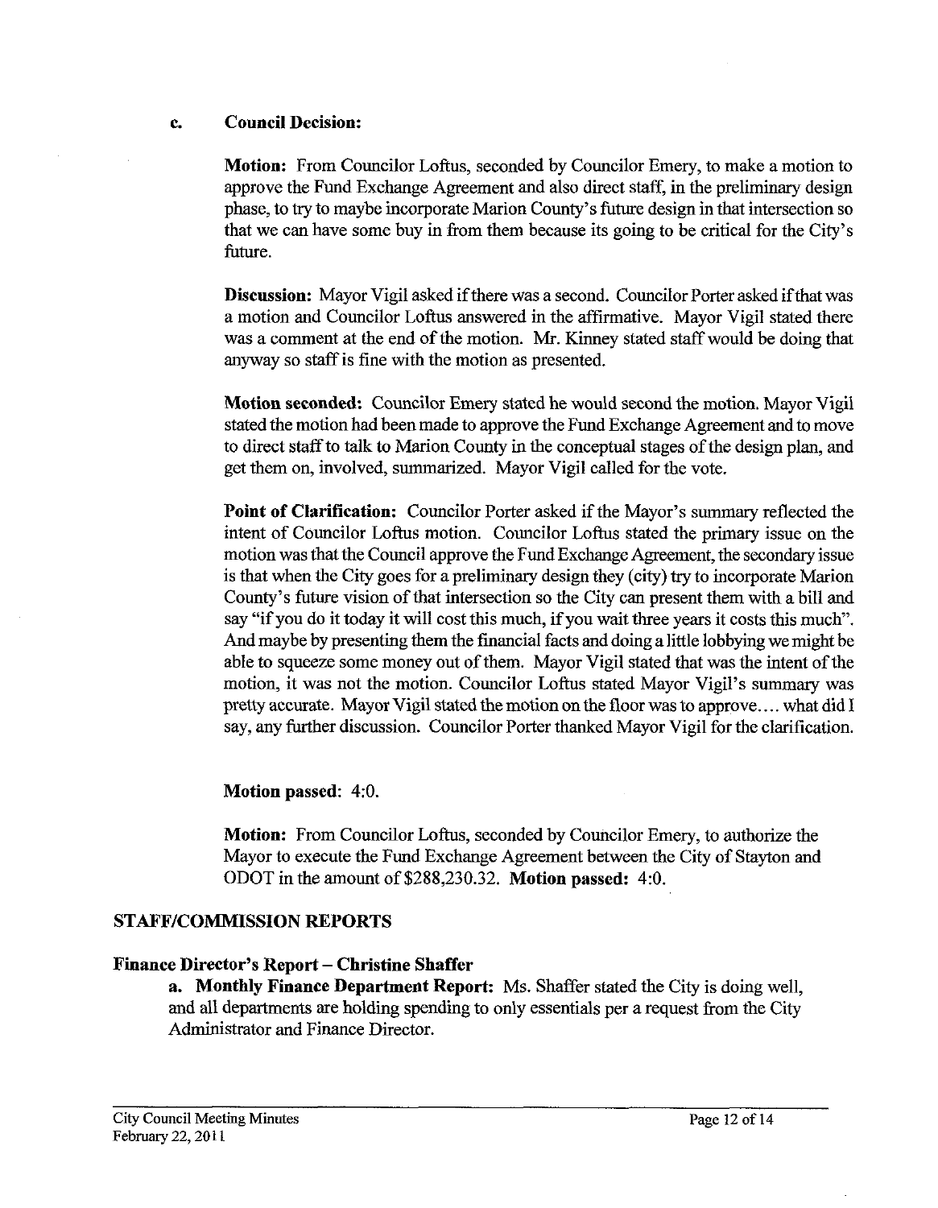**c. Council Decision:**

**Motion:** From Councilor Loftus, seconded by Councilor Emery, to make a motion to approve the Fund Exchange Agreement and also direct staff, in the preliminary design phase, to try to maybe incorporate Marion County's future design in that intersection so that we can have some buy in from them because its going to be critical for the City's future.

**Discussion:** Mayor Vigil asked if there was a second. Councilor Porter asked if that was a motion and Councilor Loftus answered in the affirmative. Mayor Vigil stated there was a comment at the end of the motion. Mr. Kinney stated staff would be doing that anyway so staff is fine with the motion as presented.

**Motion seconded:** Councilor Emery stated he would second the motion. Mayor Vigil stated the motion had been made to approve the Fund Exchange Agreement and to move to direct staff to talk to Marion County in the conceptual stages of the design plan, and get them on, involved, summarized. Mayor Vigil called for the vote.

**Point of Clarification:** Councilor Porter asked if the Mayor's summary reflected the intent of Councilor Loftus motion. Councilor Loftus stated the primary issue on the motion was that the Council approve the Fund Exchange Agreement, the secondary issue is that when the City goes for a preliminary design they (city) try to incorporate Marion County's future vision of that intersection so the City can present them with a bill and say "if you do it today it will cost this much, if you wait three years it costs this much". And maybe by presenting them the financial facts and doing a little lobbying we might be able to squeeze some money out of them. Mayor Vigil stated that was the intent of the motion, it was not the motion. Councilor Loftus stated Mayor Vigil's summary was pretty accurate. Mayor Vigil stated the motion on the floor was to approve.... what did I say, any further discussion. Councilor Porter thanked Mayor Vigil for the clarification.

**Motion passed:** 4:0.

**Motion:** From Councilor Loftus, seconded by Councilor Emery, to authorize the Mayor to execute the Fund Exchange Agreement between the City of Stayton and ODOT in the amount of $288,230.32. **Motion passed:** 4:0.

## STAFF/COMMISSION REPORTS

### Finance Director's Report – Christine Shaffer

**a. Monthly Finance Department Report:** Ms. Shaffer stated the City is doing well, and all departments are holding spending to only essentials per a request from the City Administrator and Finance Director.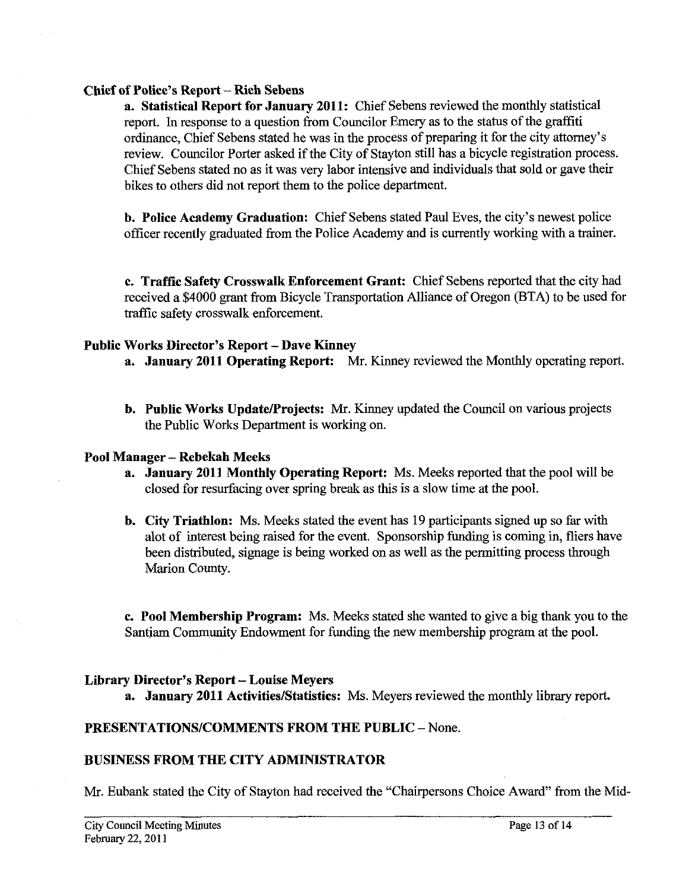**Chief of Police's Report – Rich Sebens**

**a. Statistical Report for January 2011:** Chief Sebens reviewed the monthly statistical report. In response to a question from Councilor Emery as to the status of the graffiti ordinance, Chief Sebens stated he was in the process of preparing it for the city attorney's review. Councilor Porter asked if the City of Stayton still has a bicycle registration process. Chief Sebens stated no as it was very labor intensive and individuals that sold or gave their bikes to others did not report them to the police department.

**b. Police Academy Graduation:** Chief Sebens stated Paul Eves, the city's newest police officer recently graduated from the Police Academy and is currently working with a trainer.

**c. Traffic Safety Crosswalk Enforcement Grant:** Chief Sebens reported that the city had received a $4000 grant from Bicycle Transportation Alliance of Oregon (BTA) to be used for traffic safety crosswalk enforcement.

**Public Works Director's Report – Dave Kinney**

a. **January 2011 Operating Report:** Mr. Kinney reviewed the Monthly operating report.

b. **Public Works Update/Projects:** Mr. Kinney updated the Council on various projects the Public Works Department is working on.

**Pool Manager – Rebekah Meeks**

a. **January 2011 Monthly Operating Report:** Ms. Meeks reported that the pool will be closed for resurfacing over spring break as this is a slow time at the pool.

b. **City Triathlon:** Ms. Meeks stated the event has 19 participants signed up so far with alot of interest being raised for the event. Sponsorship funding is coming in, fliers have been distributed, signage is being worked on as well as the permitting process through Marion County.

**c. Pool Membership Program:** Ms. Meeks stated she wanted to give a big thank you to the Santiam Community Endowment for funding the new membership program at the pool.

**Library Director's Report – Louise Meyers**

a. **January 2011 Activities/Statistics:** Ms. Meyers reviewed the monthly library report.

**PRESENTATIONS/COMMENTS FROM THE PUBLIC** – None.

**BUSINESS FROM THE CITY ADMINISTRATOR**

Mr. Eubank stated the City of Stayton had received the "Chairpersons Choice Award" from the Mid-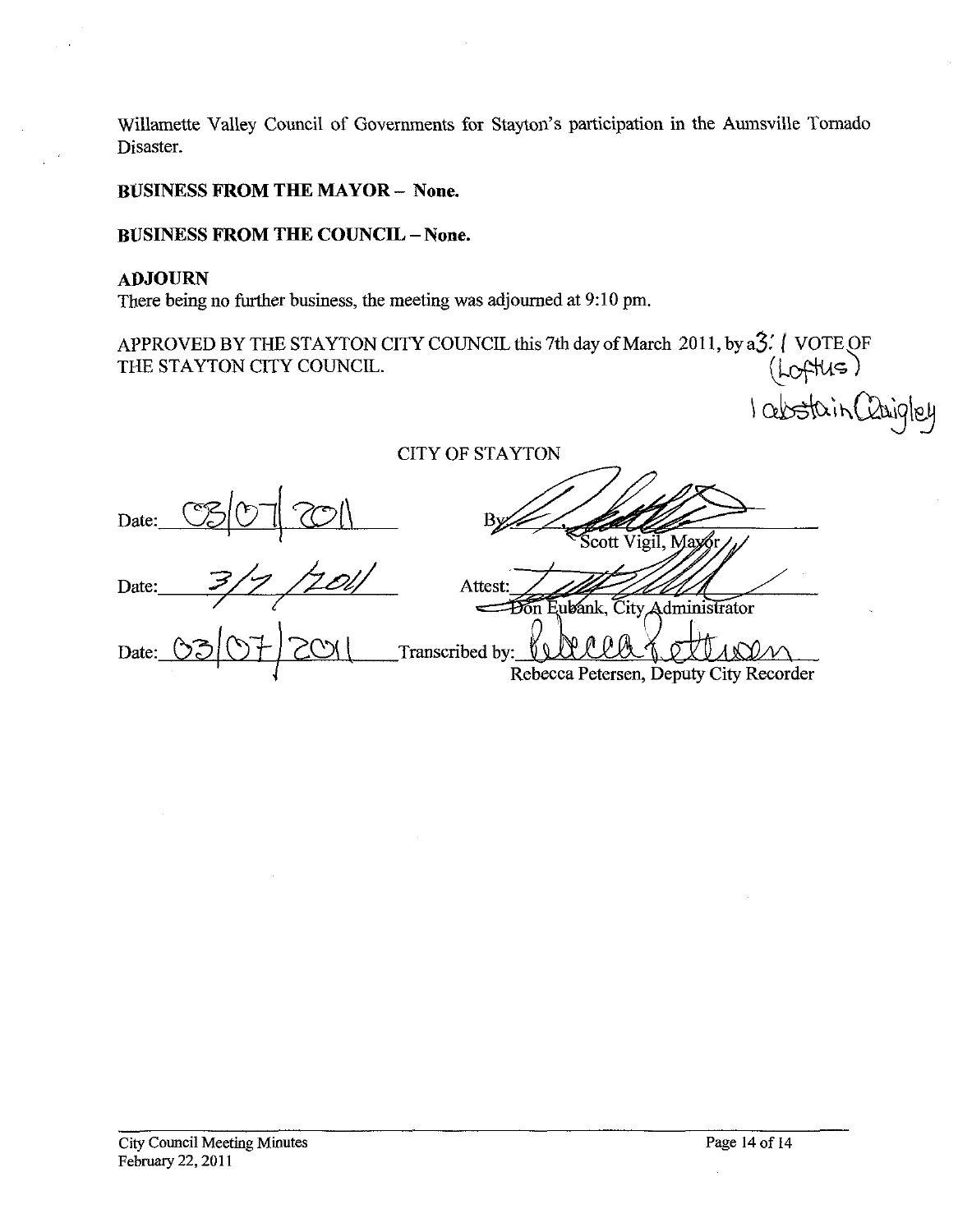Willamette Valley Council of Governments for Stayton's participation in the Aumsville Tornado Disaster.

**BUSINESS FROM THE MAYOR – None.**

**BUSINESS FROM THE COUNCIL – None.**

**ADJOURN**

There being no further business, the meeting was adjourned at 9:10 pm.

APPROVED BY THE STAYTON CITY COUNCIL this 7th day of March 2011, by a 3:1 VOTE OF THE STAYTON CITY COUNCIL. (Loftus)

1 abstain Quigley

CITY OF STAYTON

| | |
|---|---|
| Date: 03/07/2011 | By: Scott Vigil, Mayor |
| Date: 3/7/2011 | Attest: Don Eubank, City Administrator |
| Date: 03/07/2011 | Transcribed by: Rebecca Petersen, Deputy City Recorder |

City Council Meeting Minutes
February 22, 2011